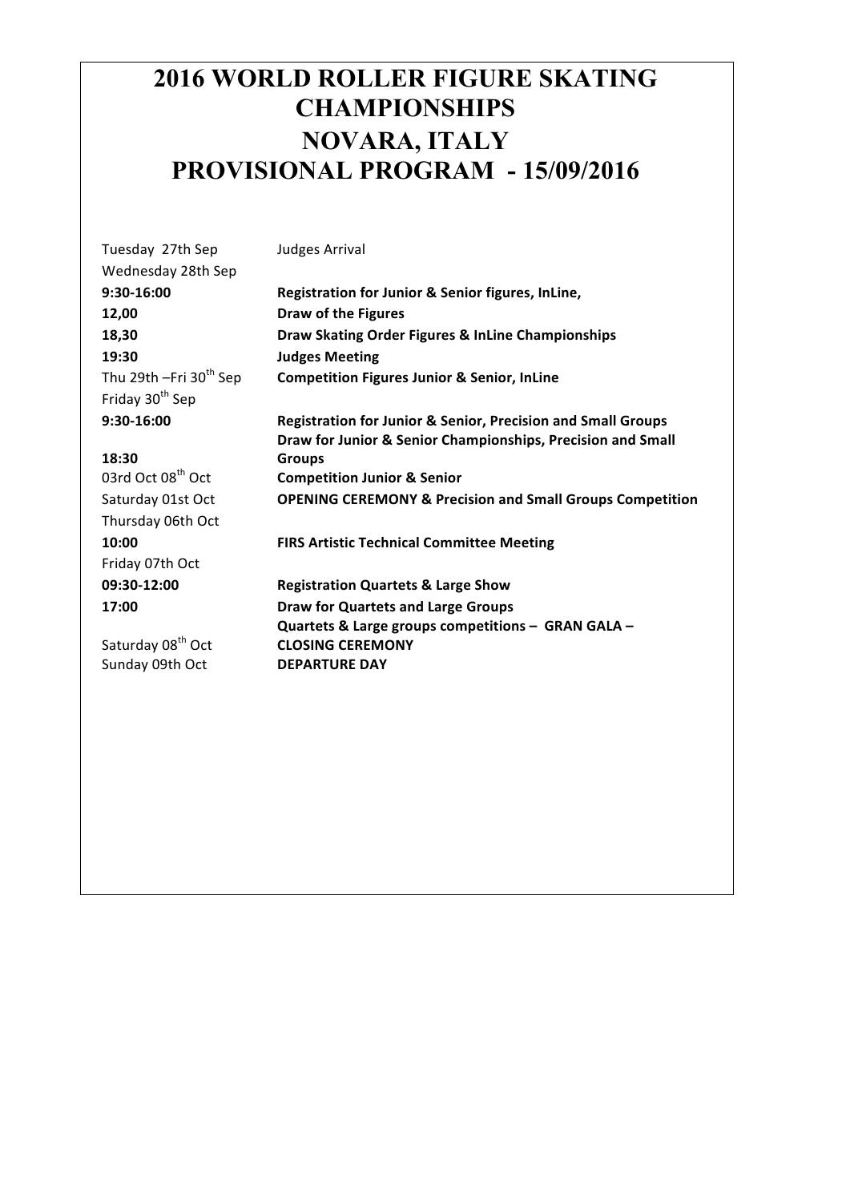# 2016 WORLD ROLLER FIGURE SKATING CHAMPIONSHIPS
# NOVARA, ITALY
# PROVISIONAL PROGRAM - 15/09/2016

| | |
|---|---|
| Tuesday 27th Sep | Judges Arrival |
| Wednesday 28th Sep | |
| **9:30-16:00** | **Registration for Junior & Senior figures, InLine,** |
| **12,00** | **Draw of the Figures** |
| **18,30** | **Draw Skating Order Figures & InLine Championships** |
| **19:30** | **Judges Meeting** |
| Thu 29th –Fri 30th Sep | **Competition Figures Junior & Senior, InLine** |
| Friday 30th Sep | |
| **9:30-16:00** | **Registration for Junior & Senior, Precision and Small Groups** |
| **18:30** | **Draw for Junior & Senior Championships, Precision and Small Groups** |
| 03rd Oct 08th Oct | **Competition Junior & Senior** |
| Saturday 01st Oct | **OPENING CEREMONY & Precision and Small Groups Competition** |
| Thursday 06th Oct | |
| **10:00** | **FIRS Artistic Technical Committee Meeting** |
| Friday 07th Oct | |
| **09:30-12:00** | **Registration Quartets & Large Show** |
| **17:00** | **Draw for Quartets and Large Groups** |
| Saturday 08th Oct | **Quartets & Large groups competitions – GRAN GALA – CLOSING CEREMONY** |
| Sunday 09th Oct | **DEPARTURE DAY** |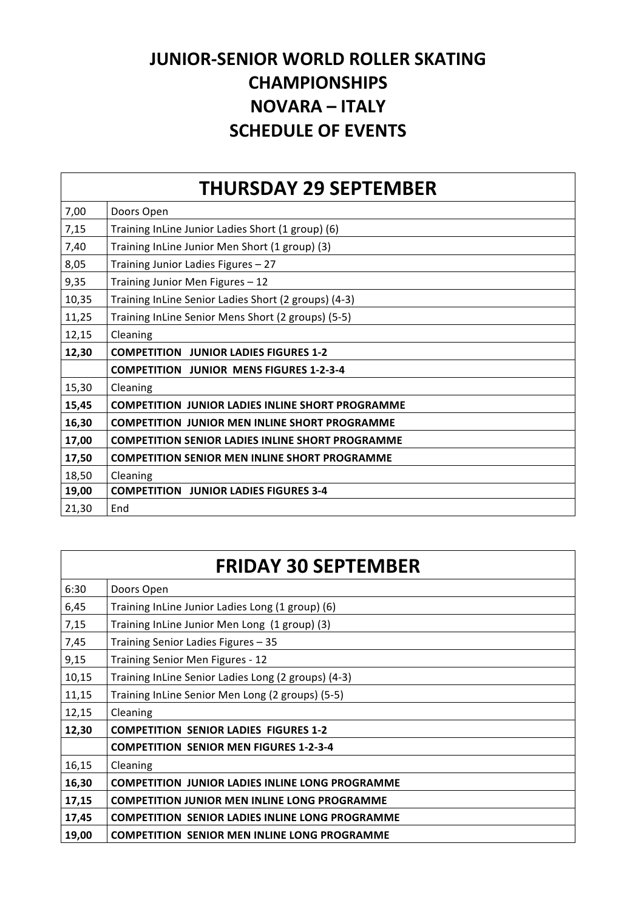# JUNIOR-SENIOR WORLD ROLLER SKATING CHAMPIONSHIPS
# NOVARA – ITALY
# SCHEDULE OF EVENTS

| THURSDAY 29 SEPTEMBER | |
|---|---|
| 7,00 | Doors Open |
| 7,15 | Training InLine Junior Ladies Short (1 group) (6) |
| 7,40 | Training InLine Junior Men Short (1 group) (3) |
| 8,05 | Training Junior Ladies Figures – 27 |
| 9,35 | Training Junior Men Figures – 12 |
| 10,35 | Training InLine Senior Ladies Short (2 groups) (4-3) |
| 11,25 | Training InLine Senior Mens Short (2 groups) (5-5) |
| 12,15 | Cleaning |
| **12,30** | **COMPETITION JUNIOR LADIES FIGURES 1-2** |
| | **COMPETITION JUNIOR MENS FIGURES 1-2-3-4** |
| 15,30 | Cleaning |
| **15,45** | **COMPETITION JUNIOR LADIES INLINE SHORT PROGRAMME** |
| **16,30** | **COMPETITION JUNIOR MEN INLINE SHORT PROGRAMME** |
| **17,00** | **COMPETITION SENIOR LADIES INLINE SHORT PROGRAMME** |
| **17,50** | **COMPETITION SENIOR MEN INLINE SHORT PROGRAMME** |
| 18,50 | Cleaning |
| **19,00** | **COMPETITION JUNIOR LADIES FIGURES 3-4** |
| 21,30 | End |

| FRIDAY 30 SEPTEMBER | |
|---|---|
| 6:30 | Doors Open |
| 6,45 | Training InLine Junior Ladies Long (1 group) (6) |
| 7,15 | Training InLine Junior Men Long (1 group) (3) |
| 7,45 | Training Senior Ladies Figures – 35 |
| 9,15 | Training Senior Men Figures - 12 |
| 10,15 | Training InLine Senior Ladies Long (2 groups) (4-3) |
| 11,15 | Training InLine Senior Men Long (2 groups) (5-5) |
| 12,15 | Cleaning |
| **12,30** | **COMPETITION SENIOR LADIES FIGURES 1-2** |
| | **COMPETITION SENIOR MEN FIGURES 1-2-3-4** |
| 16,15 | Cleaning |
| **16,30** | **COMPETITION JUNIOR LADIES INLINE LONG PROGRAMME** |
| **17,15** | **COMPETITION JUNIOR MEN INLINE LONG PROGRAMME** |
| **17,45** | **COMPETITION SENIOR LADIES INLINE LONG PROGRAMME** |
| **19,00** | **COMPETITION SENIOR MEN INLINE LONG PROGRAMME** |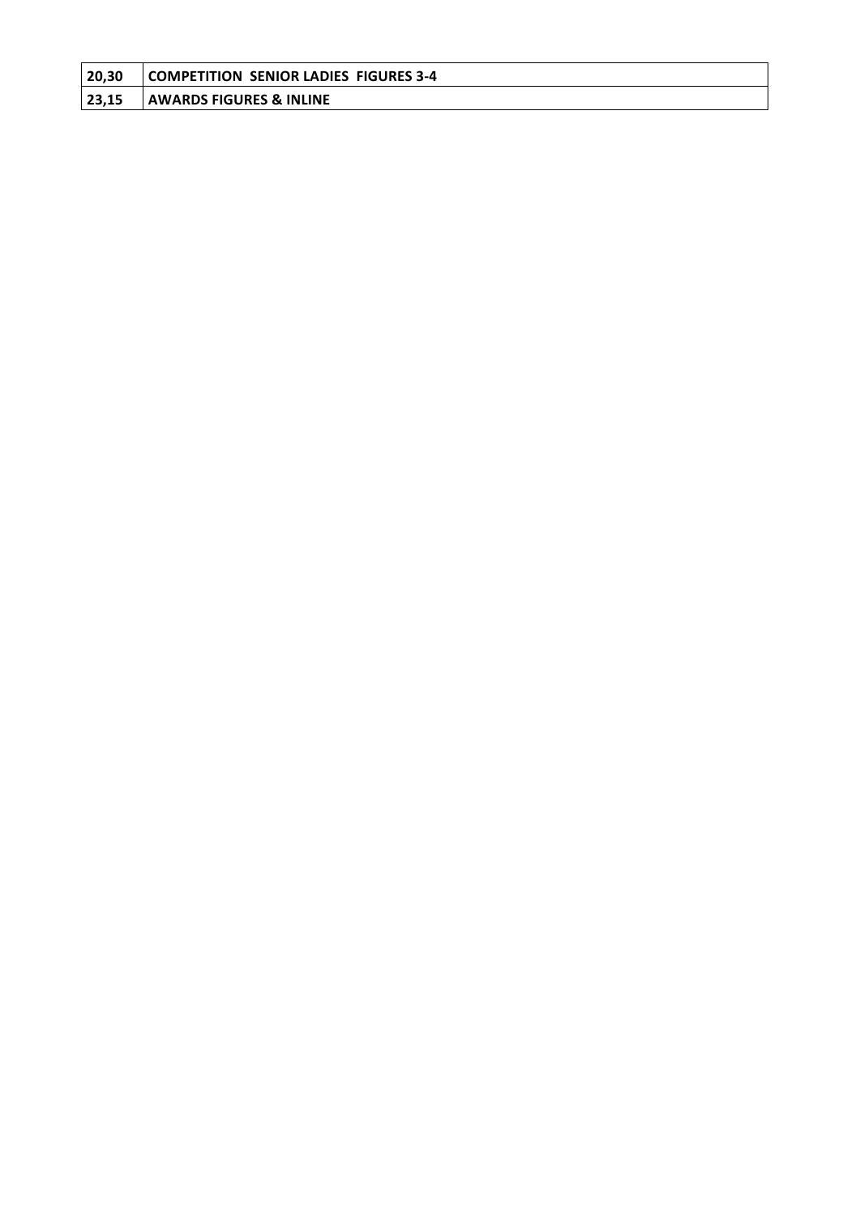| 20,30 | COMPETITION SENIOR LADIES FIGURES 3-4 |
|---|---|
| 23,15 | AWARDS FIGURES & INLINE |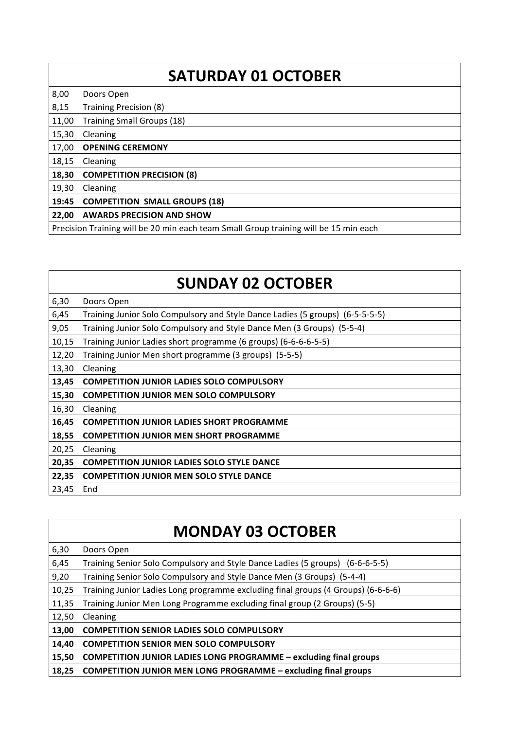| SATURDAY 01 OCTOBER | |
|---|---|
| 8,00 | Doors Open |
| 8,15 | Training Precision (8) |
| 11,00 | Training Small Groups (18) |
| 15,30 | Cleaning |
| 17,00 | **OPENING CEREMONY** |
| 18,15 | Cleaning |
| **18,30** | **COMPETITION PRECISION (8)** |
| 19,30 | Cleaning |
| **19:45** | **COMPETITION SMALL GROUPS (18)** |
| **22,00** | **AWARDS PRECISION AND SHOW** |
| Precision Training will be 20 min each team Small Group training will be 15 min each | |

| SUNDAY 02 OCTOBER | |
|---|---|
| 6,30 | Doors Open |
| 6,45 | Training Junior Solo Compulsory and Style Dance Ladies (5 groups) (6-5-5-5-5) |
| 9,05 | Training Junior Solo Compulsory and Style Dance Men (3 Groups) (5-5-4) |
| 10,15 | Training Junior Ladies short programme (6 groups) (6-6-6-6-5-5) |
| 12,20 | Training Junior Men short programme (3 groups) (5-5-5) |
| 13,30 | Cleaning |
| **13,45** | **COMPETITION JUNIOR LADIES SOLO COMPULSORY** |
| **15,30** | **COMPETITION JUNIOR MEN SOLO COMPULSORY** |
| 16,30 | Cleaning |
| **16,45** | **COMPETITION JUNIOR LADIES SHORT PROGRAMME** |
| **18,55** | **COMPETITION JUNIOR MEN SHORT PROGRAMME** |
| 20,25 | Cleaning |
| **20,35** | **COMPETITION JUNIOR LADIES SOLO STYLE DANCE** |
| **22,35** | **COMPETITION JUNIOR MEN SOLO STYLE DANCE** |
| 23,45 | End |

| MONDAY 03 OCTOBER | |
|---|---|
| 6,30 | Doors Open |
| 6,45 | Training Senior Solo Compulsory and Style Dance Ladies (5 groups) (6-6-6-5-5) |
| 9,20 | Training Senior Solo Compulsory and Style Dance Men (3 Groups) (5-4-4) |
| 10,25 | Training Junior Ladies Long programme excluding final groups (4 Groups) (6-6-6-6) |
| 11,35 | Training Junior Men Long Programme excluding final group (2 Groups) (5-5) |
| 12,50 | Cleaning |
| **13,00** | **COMPETITION SENIOR LADIES SOLO COMPULSORY** |
| **14,40** | **COMPETITION SENIOR MEN SOLO COMPULSORY** |
| **15,50** | **COMPETITION JUNIOR LADIES LONG PROGRAMME – excluding final groups** |
| **18,25** | **COMPETITION JUNIOR MEN LONG PROGRAMME – excluding final groups** |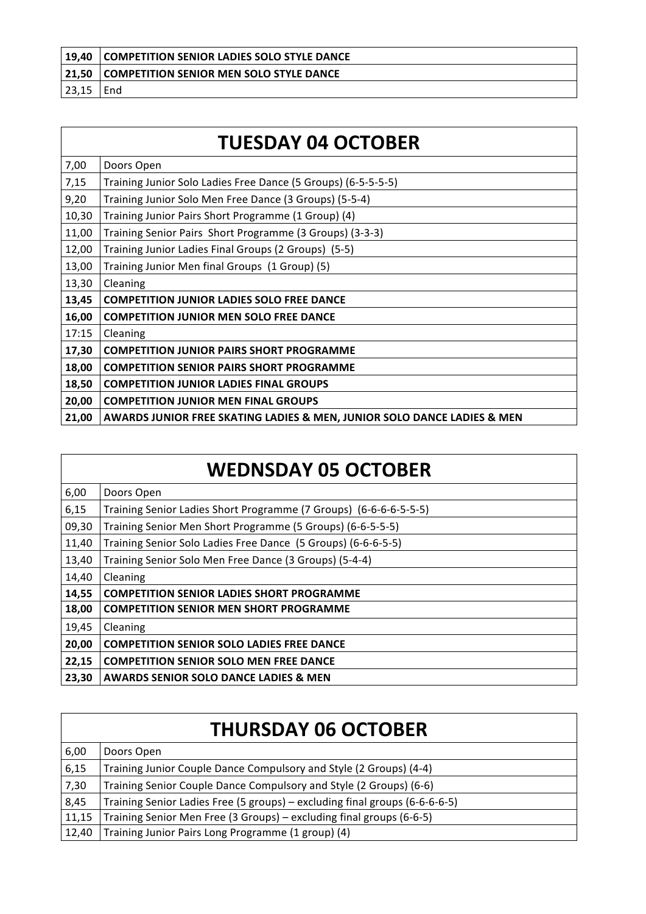| | |
|---|---|
| **19,40** | **COMPETITION SENIOR LADIES SOLO STYLE DANCE** |
| **21,50** | **COMPETITION SENIOR MEN SOLO STYLE DANCE** |
| 23,15 | End |

## TUESDAY 04 OCTOBER

| | |
|---|---|
| 7,00 | Doors Open |
| 7,15 | Training Junior Solo Ladies Free Dance (5 Groups) (6-5-5-5-5) |
| 9,20 | Training Junior Solo Men Free Dance (3 Groups) (5-5-4) |
| 10,30 | Training Junior Pairs Short Programme (1 Group) (4) |
| 11,00 | Training Senior Pairs Short Programme (3 Groups) (3-3-3) |
| 12,00 | Training Junior Ladies Final Groups (2 Groups) (5-5) |
| 13,00 | Training Junior Men final Groups (1 Group) (5) |
| 13,30 | Cleaning |
| **13,45** | **COMPETITION JUNIOR LADIES SOLO FREE DANCE** |
| **16,00** | **COMPETITION JUNIOR MEN SOLO FREE DANCE** |
| 17:15 | Cleaning |
| **17,30** | **COMPETITION JUNIOR PAIRS SHORT PROGRAMME** |
| **18,00** | **COMPETITION SENIOR PAIRS SHORT PROGRAMME** |
| **18,50** | **COMPETITION JUNIOR LADIES FINAL GROUPS** |
| **20,00** | **COMPETITION JUNIOR MEN FINAL GROUPS** |
| **21,00** | **AWARDS JUNIOR FREE SKATING LADIES & MEN, JUNIOR SOLO DANCE LADIES & MEN** |

## WEDNSDAY 05 OCTOBER

| | |
|---|---|
| 6,00 | Doors Open |
| 6,15 | Training Senior Ladies Short Programme (7 Groups) (6-6-6-6-5-5-5) |
| 09,30 | Training Senior Men Short Programme (5 Groups) (6-6-5-5-5) |
| 11,40 | Training Senior Solo Ladies Free Dance (5 Groups) (6-6-6-5-5) |
| 13,40 | Training Senior Solo Men Free Dance (3 Groups) (5-4-4) |
| 14,40 | Cleaning |
| **14,55** | **COMPETITION SENIOR LADIES SHORT PROGRAMME** |
| **18,00** | **COMPETITION SENIOR MEN SHORT PROGRAMME** |
| 19,45 | Cleaning |
| **20,00** | **COMPETITION SENIOR SOLO LADIES FREE DANCE** |
| **22,15** | **COMPETITION SENIOR SOLO MEN FREE DANCE** |
| **23,30** | **AWARDS SENIOR SOLO DANCE LADIES & MEN** |

## THURSDAY 06 OCTOBER

| | |
|---|---|
| 6,00 | Doors Open |
| 6,15 | Training Junior Couple Dance Compulsory and Style (2 Groups) (4-4) |
| 7,30 | Training Senior Couple Dance Compulsory and Style (2 Groups) (6-6) |
| 8,45 | Training Senior Ladies Free (5 groups) – excluding final groups (6-6-6-6-5) |
| 11,15 | Training Senior Men Free (3 Groups) – excluding final groups (6-6-5) |
| 12,40 | Training Junior Pairs Long Programme (1 group) (4) |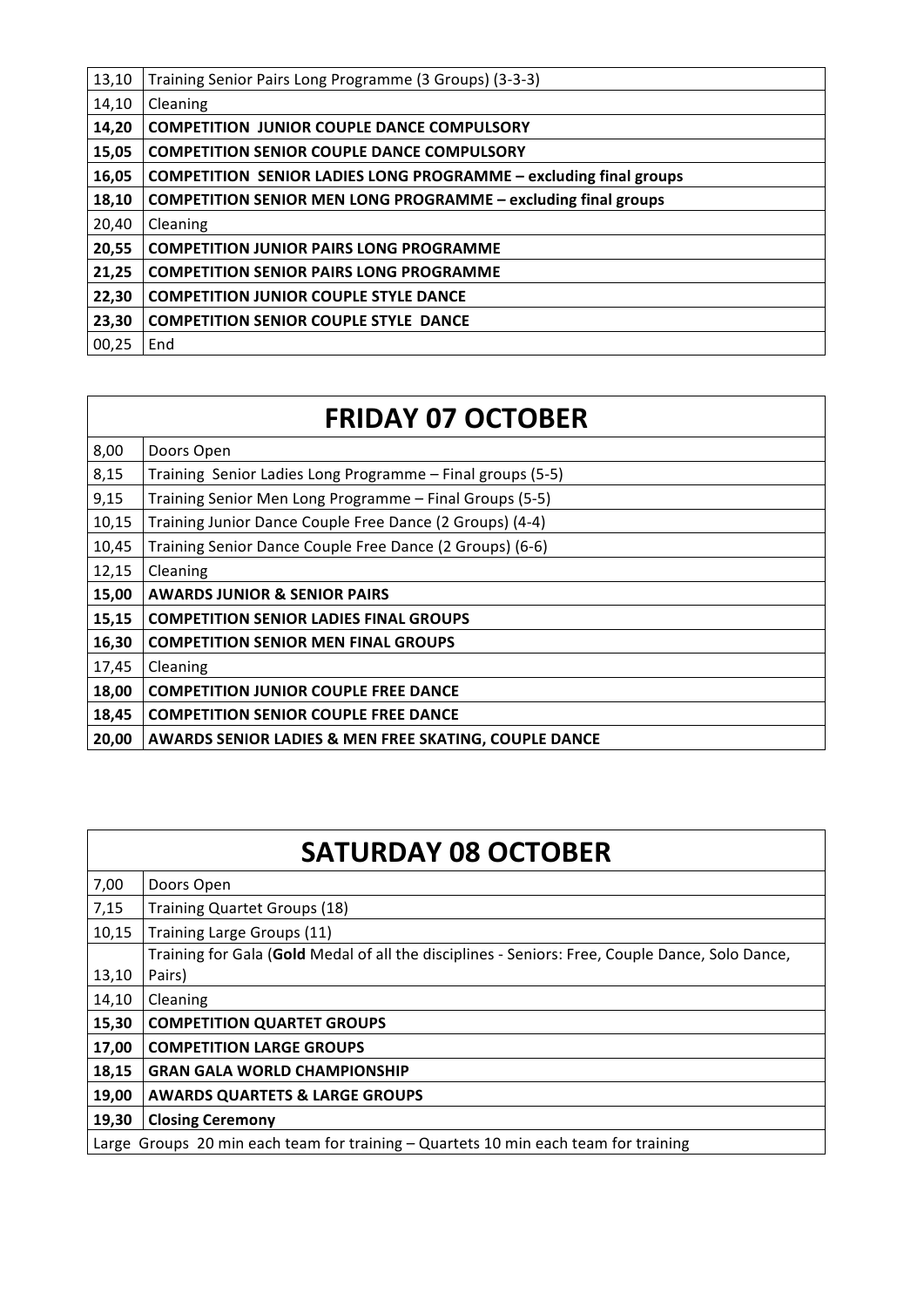| | |
|---|---|
| 13,10 | Training Senior Pairs Long Programme (3 Groups) (3-3-3) |
| 14,10 | Cleaning |
| **14,20** | **COMPETITION JUNIOR COUPLE DANCE COMPULSORY** |
| **15,05** | **COMPETITION SENIOR COUPLE DANCE COMPULSORY** |
| **16,05** | **COMPETITION SENIOR LADIES LONG PROGRAMME – excluding final groups** |
| **18,10** | **COMPETITION SENIOR MEN LONG PROGRAMME – excluding final groups** |
| 20,40 | Cleaning |
| **20,55** | **COMPETITION JUNIOR PAIRS LONG PROGRAMME** |
| **21,25** | **COMPETITION SENIOR PAIRS LONG PROGRAMME** |
| **22,30** | **COMPETITION JUNIOR COUPLE STYLE DANCE** |
| **23,30** | **COMPETITION SENIOR COUPLE STYLE DANCE** |
| 00,25 | End |

## FRIDAY 07 OCTOBER

| | |
|---|---|
| 8,00 | Doors Open |
| 8,15 | Training Senior Ladies Long Programme – Final groups (5-5) |
| 9,15 | Training Senior Men Long Programme – Final Groups (5-5) |
| 10,15 | Training Junior Dance Couple Free Dance (2 Groups) (4-4) |
| 10,45 | Training Senior Dance Couple Free Dance (2 Groups) (6-6) |
| 12,15 | Cleaning |
| **15,00** | **AWARDS JUNIOR & SENIOR PAIRS** |
| **15,15** | **COMPETITION SENIOR LADIES FINAL GROUPS** |
| **16,30** | **COMPETITION SENIOR MEN FINAL GROUPS** |
| 17,45 | Cleaning |
| **18,00** | **COMPETITION JUNIOR COUPLE FREE DANCE** |
| **18,45** | **COMPETITION SENIOR COUPLE FREE DANCE** |
| **20,00** | **AWARDS SENIOR LADIES & MEN FREE SKATING, COUPLE DANCE** |

## SATURDAY 08 OCTOBER

| | |
|---|---|
| 7,00 | Doors Open |
| 7,15 | Training Quartet Groups (18) |
| 10,15 | Training Large Groups (11) |
| 13,10 | Training for Gala (**Gold** Medal of all the disciplines - Seniors: Free, Couple Dance, Solo Dance, Pairs) |
| 14,10 | Cleaning |
| **15,30** | **COMPETITION QUARTET GROUPS** |
| **17,00** | **COMPETITION LARGE GROUPS** |
| **18,15** | **GRAN GALA WORLD CHAMPIONSHIP** |
| **19,00** | **AWARDS QUARTETS & LARGE GROUPS** |
| **19,30** | **Closing Ceremony** |
| Large Groups 20 min each team for training – Quartets 10 min each team for training | |